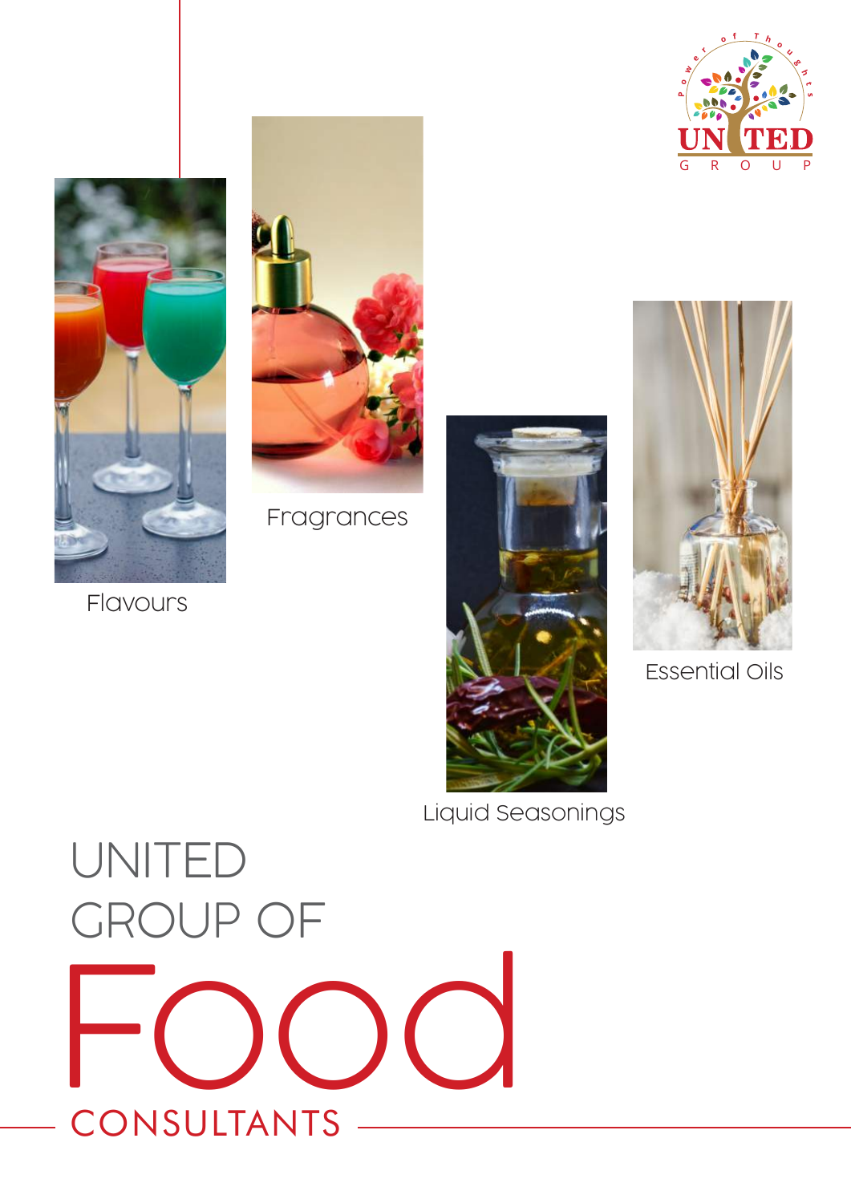UNITED GROUP

Power of Thoughts

Flavours

Fragrances

Liquid Seasonings

Essential Oils

# UNITED GROUP OF Food CONSULTANTS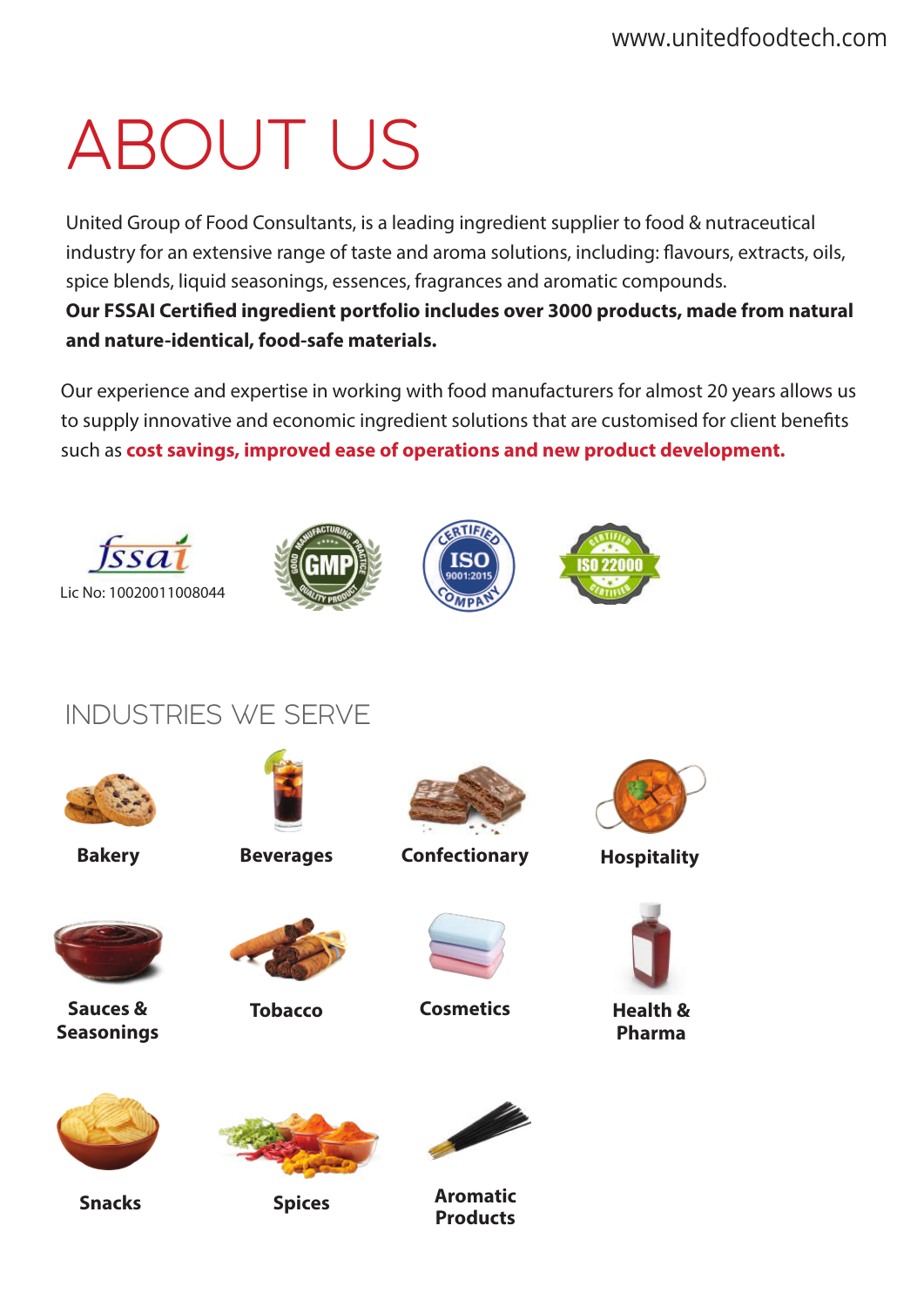# ABOUT US

United Group of Food Consultants, is a leading ingredient supplier to food & nutraceutical industry for an extensive range of taste and aroma solutions, including: flavours, extracts, oils, spice blends, liquid seasonings, essences, fragrances and aromatic compounds.
**Our FSSAI Certified ingredient portfolio includes over 3000 products, made from natural and nature-identical, food-safe materials.**

Our experience and expertise in working with food manufacturers for almost 20 years allows us to supply innovative and economic ingredient solutions that are customised for client benefits such as **cost savings, improved ease of operations and new product development.**

Lic No: 10020011008044

## INDUSTRIES WE SERVE

- Bakery
- Beverages
- Confectionary
- Hospitality
- Sauces & Seasonings
- Tobacco
- Cosmetics
- Health & Pharma
- Snacks
- Spices
- Aromatic Products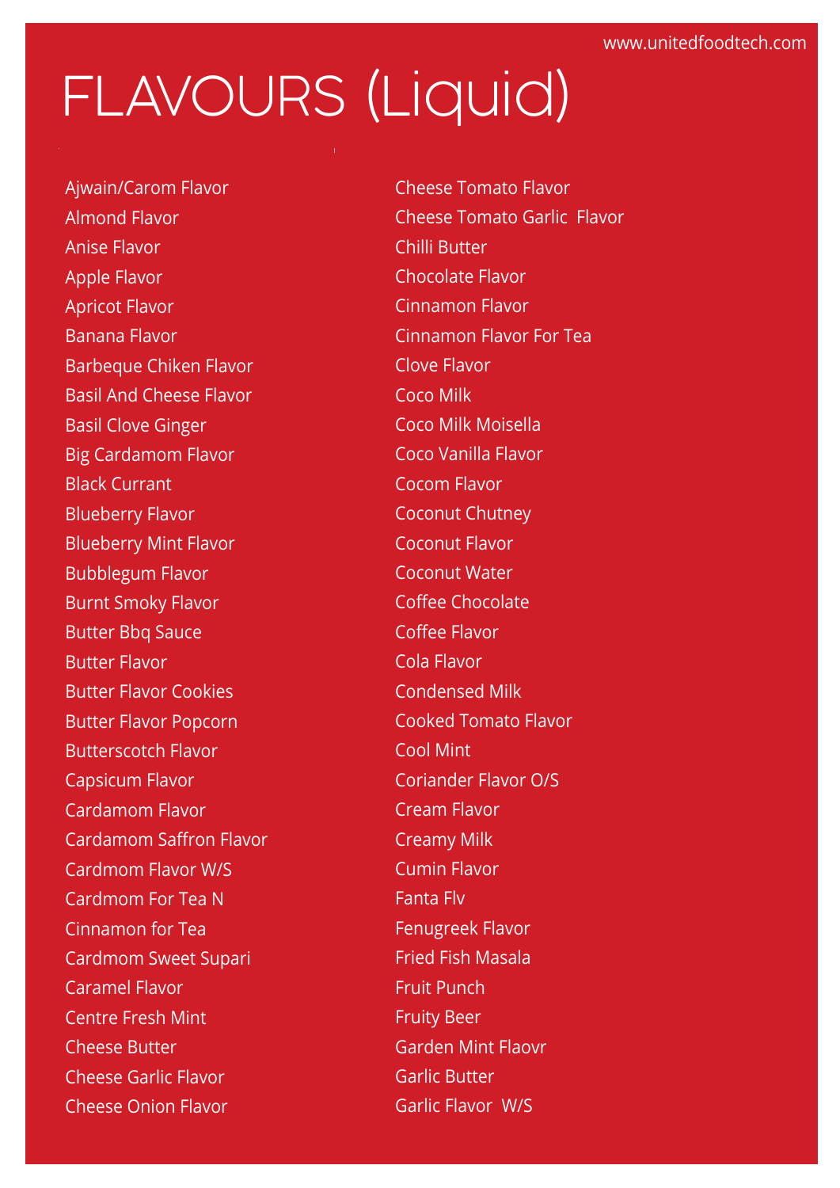# FLAVOURS (Liquid)

Ajwain/Carom Flavor
Almond Flavor
Anise Flavor
Apple Flavor
Apricot Flavor
Banana Flavor
Barbeque Chiken Flavor
Basil And Cheese Flavor
Basil Clove Ginger
Big Cardamom Flavor
Black Currant
Blueberry Flavor
Blueberry Mint Flavor
Bubblegum Flavor
Burnt Smoky Flavor
Butter Bbq Sauce
Butter Flavor
Butter Flavor Cookies
Butter Flavor Popcorn
Butterscotch Flavor
Capsicum Flavor
Cardamom Flavor
Cardamom Saffron Flavor
Cardmom Flavor W/S
Cardmom For Tea N
Cinnamon for Tea
Cardmom Sweet Supari
Caramel Flavor
Centre Fresh Mint
Cheese Butter
Cheese Garlic Flavor
Cheese Onion Flavor
Cheese Tomato Flavor
Cheese Tomato Garlic Flavor
Chilli Butter
Chocolate Flavor
Cinnamon Flavor
Cinnamon Flavor For Tea
Clove Flavor
Coco Milk
Coco Milk Moisella
Coco Vanilla Flavor
Cocom Flavor
Coconut Chutney
Coconut Flavor
Coconut Water
Coffee Chocolate
Coffee Flavor
Cola Flavor
Condensed Milk
Cooked Tomato Flavor
Cool Mint
Coriander Flavor O/S
Cream Flavor
Creamy Milk
Cumin Flavor
Fanta Flv
Fenugreek Flavor
Fried Fish Masala
Fruit Punch
Fruity Beer
Garden Mint Flaovr
Garlic Butter
Garlic Flavor W/S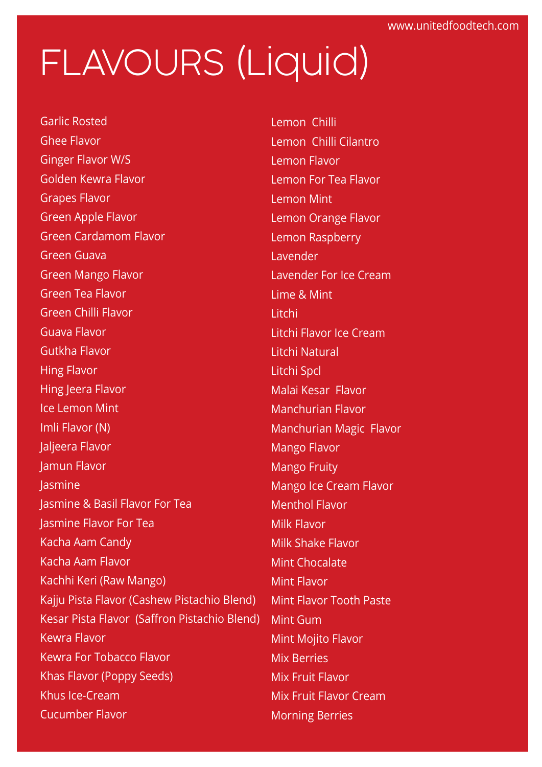# FLAVOURS (Liquid)

Garlic Rosted
Ghee Flavor
Ginger Flavor W/S
Golden Kewra Flavor
Grapes Flavor
Green Apple Flavor
Green Cardamom Flavor
Green Guava
Green Mango Flavor
Green Tea Flavor
Green Chilli Flavor
Guava Flavor
Gutkha Flavor
Hing Flavor
Hing Jeera Flavor
Ice Lemon Mint
Imli Flavor (N)
Jaljeera Flavor
Jamun Flavor
Jasmine
Jasmine & Basil Flavor For Tea
Jasmine Flavor For Tea
Kacha Aam Candy
Kacha Aam Flavor
Kachhi Keri (Raw Mango)
Kajju Pista Flavor (Cashew Pistachio Blend)
Kesar Pista Flavor (Saffron Pistachio Blend)
Kewra Flavor
Kewra For Tobacco Flavor
Khas Flavor (Poppy Seeds)
Khus Ice-Cream
Cucumber Flavor

Lemon Chilli
Lemon Chilli Cilantro
Lemon Flavor
Lemon For Tea Flavor
Lemon Mint
Lemon Orange Flavor
Lemon Raspberry
Lavender
Lavender For Ice Cream
Lime & Mint
Litchi
Litchi Flavor Ice Cream
Litchi Natural
Litchi Spcl
Malai Kesar Flavor
Manchurian Flavor
Manchurian Magic Flavor
Mango Flavor
Mango Fruity
Mango Ice Cream Flavor
Menthol Flavor
Milk Flavor
Milk Shake Flavor
Mint Chacolate
Mint Flavor
Mint Flavor Tooth Paste
Mint Gum
Mint Mojito Flavor
Mix Berries
Mix Fruit Flavor
Mix Fruit Flavor Cream
Morning Berries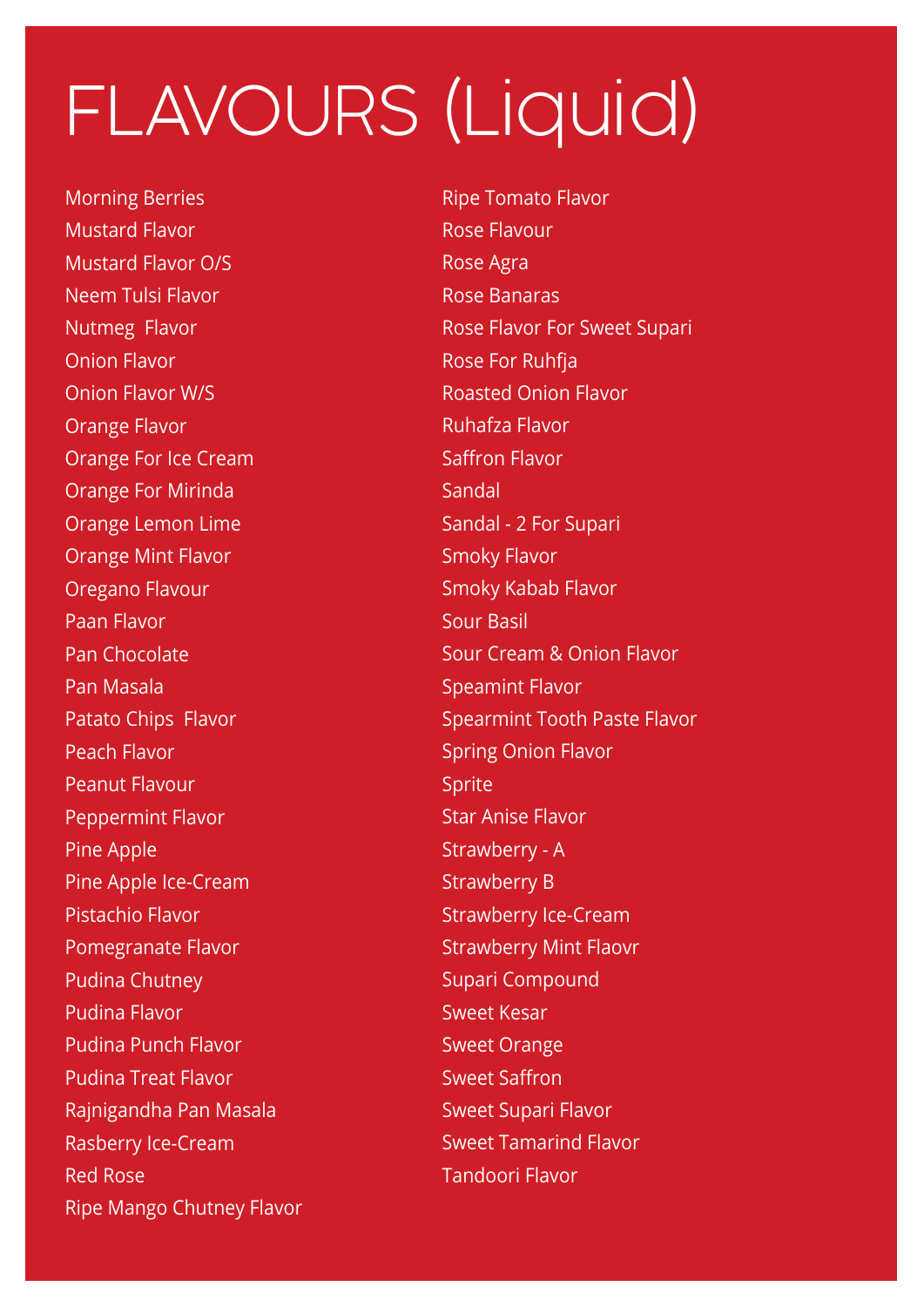# FLAVOURS (Liquid)

- Morning Berries
- Mustard Flavor
- Mustard Flavor O/S
- Neem Tulsi Flavor
- Nutmeg  Flavor
- Onion Flavor
- Onion Flavor W/S
- Orange Flavor
- Orange For Ice Cream
- Orange For Mirinda
- Orange Lemon Lime
- Orange Mint Flavor
- Oregano Flavour
- Paan Flavor
- Pan Chocolate
- Pan Masala
- Patato Chips  Flavor
- Peach Flavor
- Peanut Flavour
- Peppermint Flavor
- Pine Apple
- Pine Apple Ice-Cream
- Pistachio Flavor
- Pomegranate Flavor
- Pudina Chutney
- Pudina Flavor
- Pudina Punch Flavor
- Pudina Treat Flavor
- Rajnigandha Pan Masala
- Rasberry Ice-Cream
- Red Rose
- Ripe Mango Chutney Flavor
- Ripe Tomato Flavor
- Rose Flavour
- Rose Agra
- Rose Banaras
- Rose Flavor For Sweet Supari
- Rose For Ruhfja
- Roasted Onion Flavor
- Ruhafza Flavor
- Saffron Flavor
- Sandal
- Sandal - 2 For Supari
- Smoky Flavor
- Smoky Kabab Flavor
- Sour Basil
- Sour Cream & Onion Flavor
- Speamint Flavor
- Spearmint Tooth Paste Flavor
- Spring Onion Flavor
- Sprite
- Star Anise Flavor
- Strawberry - A
- Strawberry B
- Strawberry Ice-Cream
- Strawberry Mint Flaovr
- Supari Compound
- Sweet Kesar
- Sweet Orange
- Sweet Saffron
- Sweet Supari Flavor
- Sweet Tamarind Flavor
- Tandoori Flavor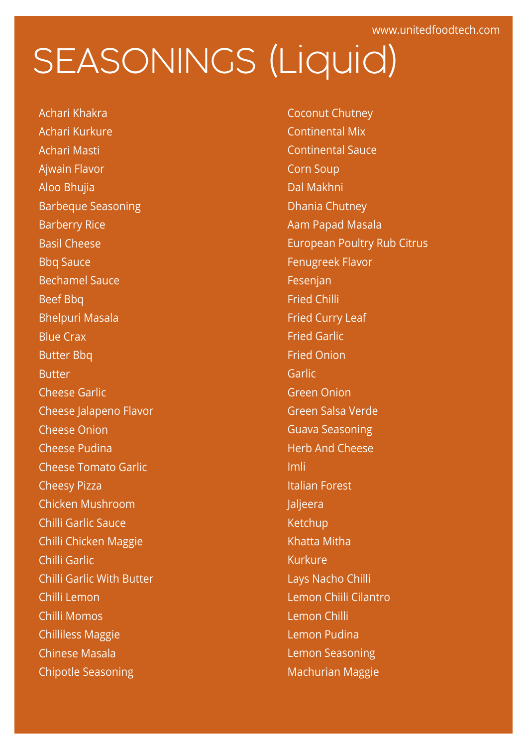# SEASONINGS (Liquid)

- Achari Khakra
- Achari Kurkure
- Achari Masti
- Ajwain Flavor
- Aloo Bhujia
- Barbeque Seasoning
- Barberry Rice
- Basil Cheese
- Bbq Sauce
- Bechamel Sauce
- Beef Bbq
- Bhelpuri Masala
- Blue Crax
- Butter Bbq
- Butter
- Cheese Garlic
- Cheese Jalapeno Flavor
- Cheese Onion
- Cheese Pudina
- Cheese Tomato Garlic
- Cheesy Pizza
- Chicken Mushroom
- Chilli Garlic Sauce
- Chilli Chicken Maggie
- Chilli Garlic
- Chilli Garlic With Butter
- Chilli Lemon
- Chilli Momos
- Chilliless Maggie
- Chinese Masala
- Chipotle Seasoning
- Coconut Chutney
- Continental Mix
- Continental Sauce
- Corn Soup
- Dal Makhni
- Dhania Chutney
- Aam Papad Masala
- European Poultry Rub Citrus
- Fenugreek Flavor
- Fesenjan
- Fried Chilli
- Fried Curry Leaf
- Fried Garlic
- Fried Onion
- Garlic
- Green Onion
- Green Salsa Verde
- Guava Seasoning
- Herb And Cheese
- Imli
- Italian Forest
- Jaljeera
- Ketchup
- Khatta Mitha
- Kurkure
- Lays Nacho Chilli
- Lemon Chiili Cilantro
- Lemon Chilli
- Lemon Pudina
- Lemon Seasoning
- Machurian Maggie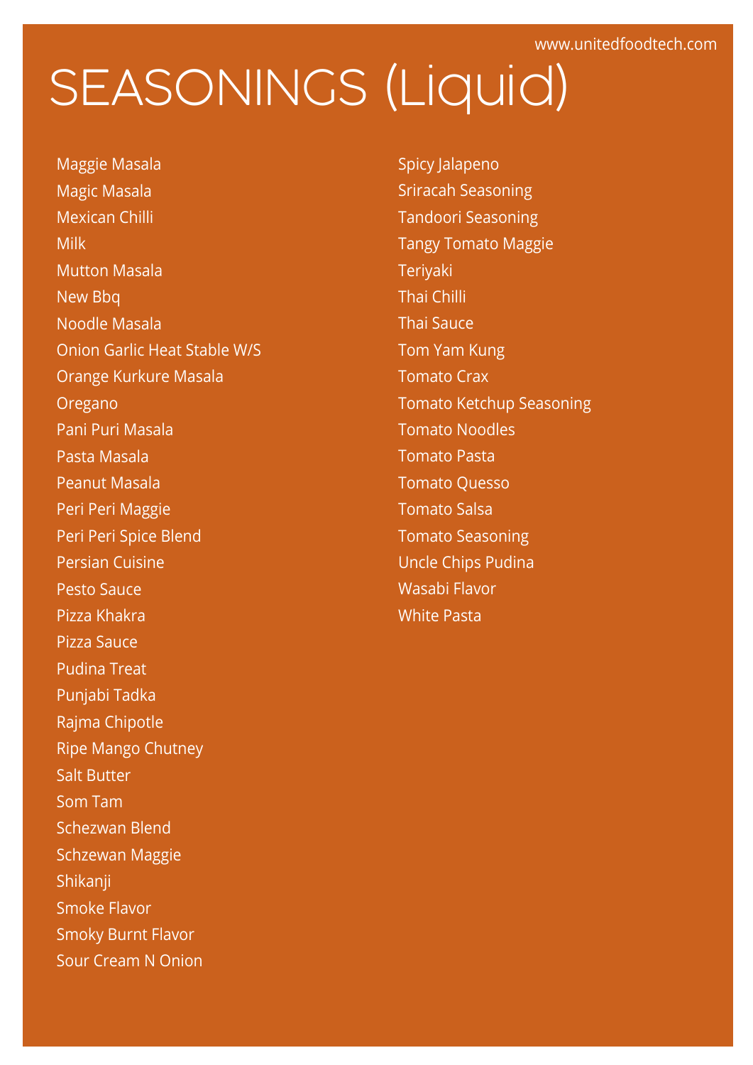# SEASONINGS (Liquid)

Maggie Masala
Magic Masala
Mexican Chilli
Milk
Mutton Masala
New Bbq
Noodle Masala
Onion Garlic Heat Stable W/S
Orange Kurkure Masala
Oregano
Pani Puri Masala
Pasta Masala
Peanut Masala
Peri Peri Maggie
Peri Peri Spice Blend
Persian Cuisine
Pesto Sauce
Pizza Khakra
Pizza Sauce
Pudina Treat
Punjabi Tadka
Rajma Chipotle
Ripe Mango Chutney
Salt Butter
Som Tam
Schezwan Blend
Schzewan Maggie
Shikanji
Smoke Flavor
Smoky Burnt Flavor
Sour Cream N Onion
Spicy Jalapeno
Sriracah Seasoning
Tandoori Seasoning
Tangy Tomato Maggie
Teriyaki
Thai Chilli
Thai Sauce
Tom Yam Kung
Tomato Crax
Tomato Ketchup Seasoning
Tomato Noodles
Tomato Pasta
Tomato Quesso
Tomato Salsa
Tomato Seasoning
Uncle Chips Pudina
Wasabi Flavor
White Pasta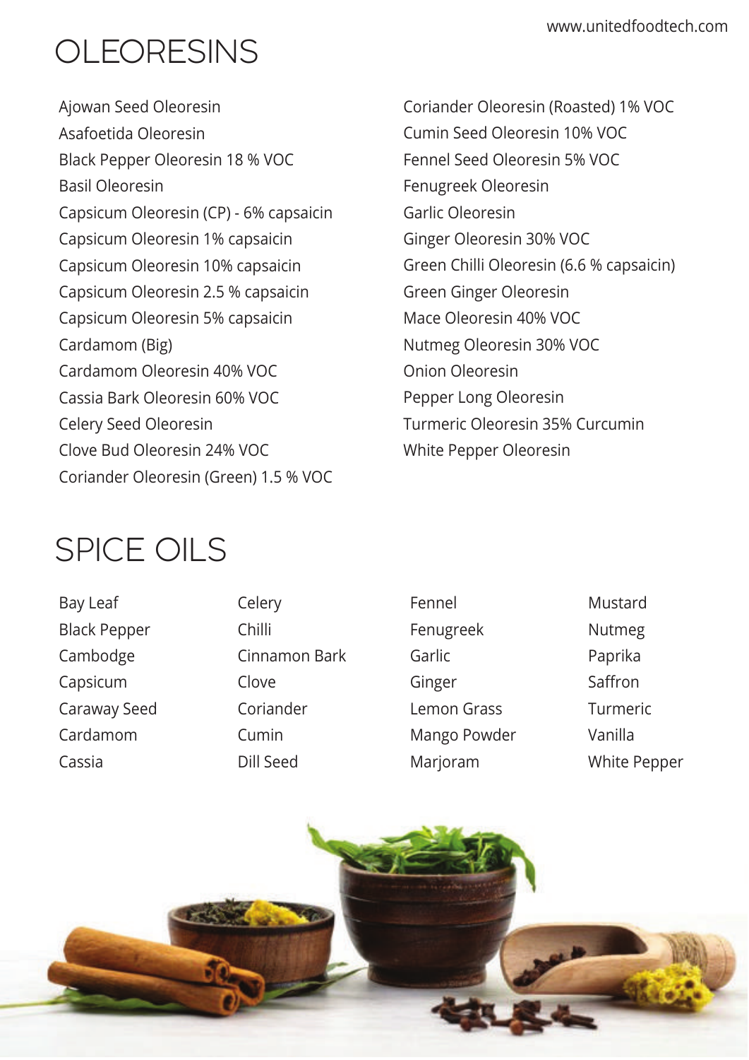# OLEORESINS

- Ajowan Seed Oleoresin
- Asafoetida Oleoresin
- Black Pepper Oleoresin 18 % VOC
- Basil Oleoresin
- Capsicum Oleoresin (CP) - 6% capsaicin
- Capsicum Oleoresin 1% capsaicin
- Capsicum Oleoresin 10% capsaicin
- Capsicum Oleoresin 2.5 % capsaicin
- Capsicum Oleoresin 5% capsaicin
- Cardamom (Big)
- Cardamom Oleoresin 40% VOC
- Cassia Bark Oleoresin 60% VOC
- Celery Seed Oleoresin
- Clove Bud Oleoresin 24% VOC
- Coriander Oleoresin (Green) 1.5 % VOC
- Coriander Oleoresin (Roasted) 1% VOC
- Cumin Seed Oleoresin 10% VOC
- Fennel Seed Oleoresin 5% VOC
- Fenugreek Oleoresin
- Garlic Oleoresin
- Ginger Oleoresin 30% VOC
- Green Chilli Oleoresin (6.6 % capsaicin)
- Green Ginger Oleoresin
- Mace Oleoresin 40% VOC
- Nutmeg Oleoresin 30% VOC
- Onion Oleoresin
- Pepper Long Oleoresin
- Turmeric Oleoresin 35% Curcumin
- White Pepper Oleoresin

# SPICE OILS

- Bay Leaf
- Black Pepper
- Cambodge
- Capsicum
- Caraway Seed
- Cardamom
- Cassia
- Celery
- Chilli
- Cinnamon Bark
- Clove
- Coriander
- Cumin
- Dill Seed
- Fennel
- Fenugreek
- Garlic
- Ginger
- Lemon Grass
- Mango Powder
- Marjoram
- Mustard
- Nutmeg
- Paprika
- Saffron
- Turmeric
- Vanilla
- White Pepper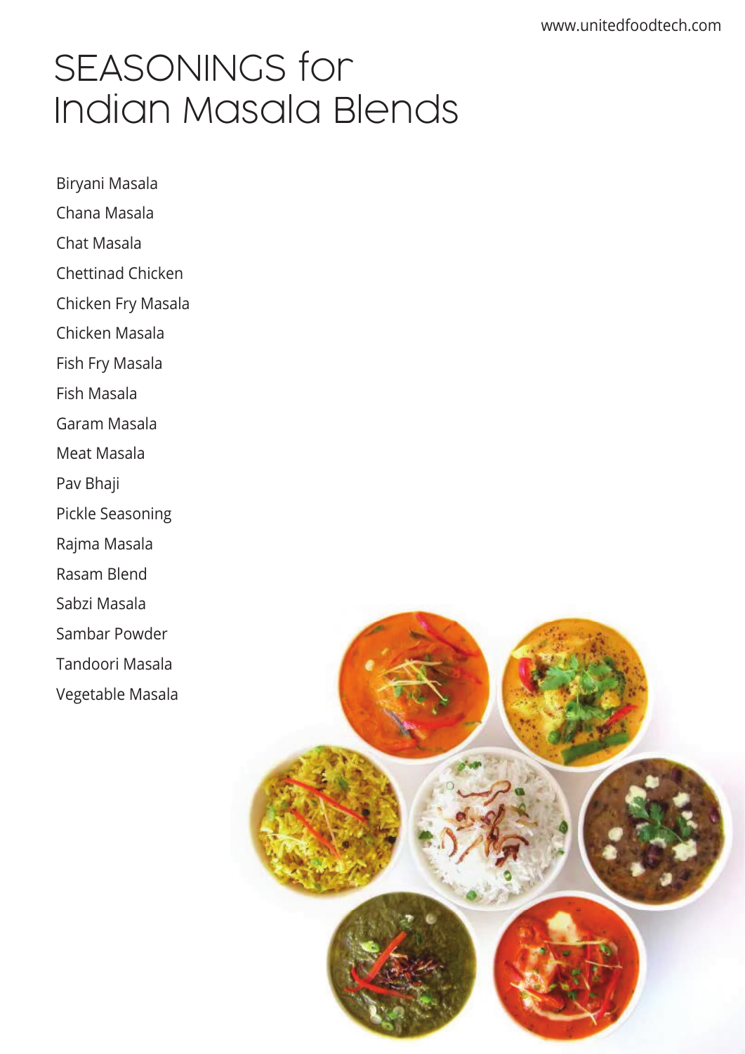# SEASONINGS for Indian Masala Blends

Biryani Masala

Chana Masala

Chat Masala

Chettinad Chicken

Chicken Fry Masala

Chicken Masala

Fish Fry Masala

Fish Masala

Garam Masala

Meat Masala

Pav Bhaji

Pickle Seasoning

Rajma Masala

Rasam Blend

Sabzi Masala

Sambar Powder

Tandoori Masala

Vegetable Masala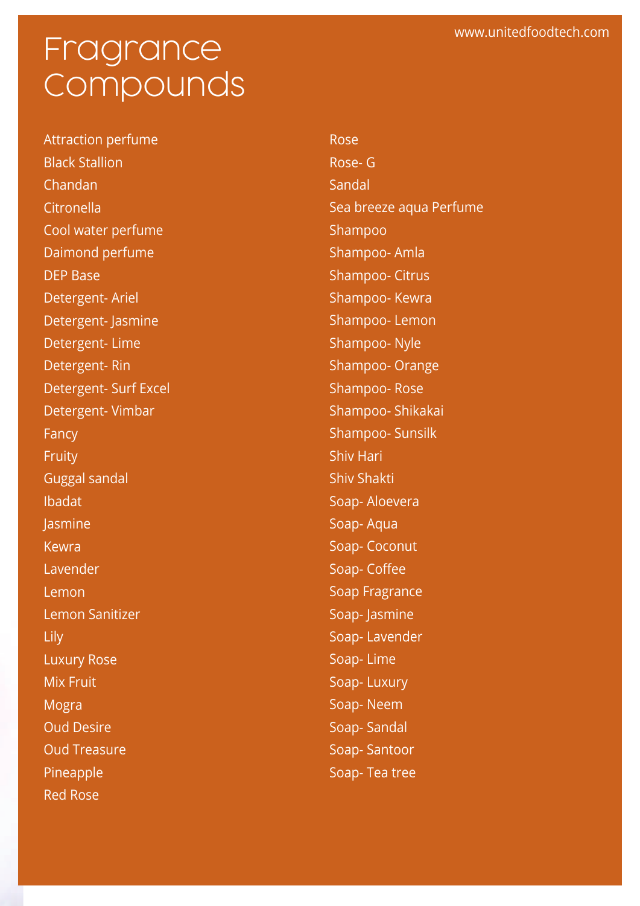# Fragrance Compounds

Attraction perfume
Black Stallion
Chandan
Citronella
Cool water perfume
Daimond perfume
DEP Base
Detergent- Ariel
Detergent- Jasmine
Detergent- Lime
Detergent- Rin
Detergent- Surf Excel
Detergent- Vimbar
Fancy
Fruity
Guggal sandal
Ibadat
Jasmine
Kewra
Lavender
Lemon
Lemon Sanitizer
Lily
Luxury Rose
Mix Fruit
Mogra
Oud Desire
Oud Treasure
Pineapple
Red Rose
Rose
Rose- G
Sandal
Sea breeze aqua Perfume
Shampoo
Shampoo- Amla
Shampoo- Citrus
Shampoo- Kewra
Shampoo- Lemon
Shampoo- Nyle
Shampoo- Orange
Shampoo- Rose
Shampoo- Shikakai
Shampoo- Sunsilk
Shiv Hari
Shiv Shakti
Soap- Aloevera
Soap- Aqua
Soap- Coconut
Soap- Coffee
Soap Fragrance
Soap- Jasmine
Soap- Lavender
Soap- Lime
Soap- Luxury
Soap- Neem
Soap- Sandal
Soap- Santoor
Soap- Tea tree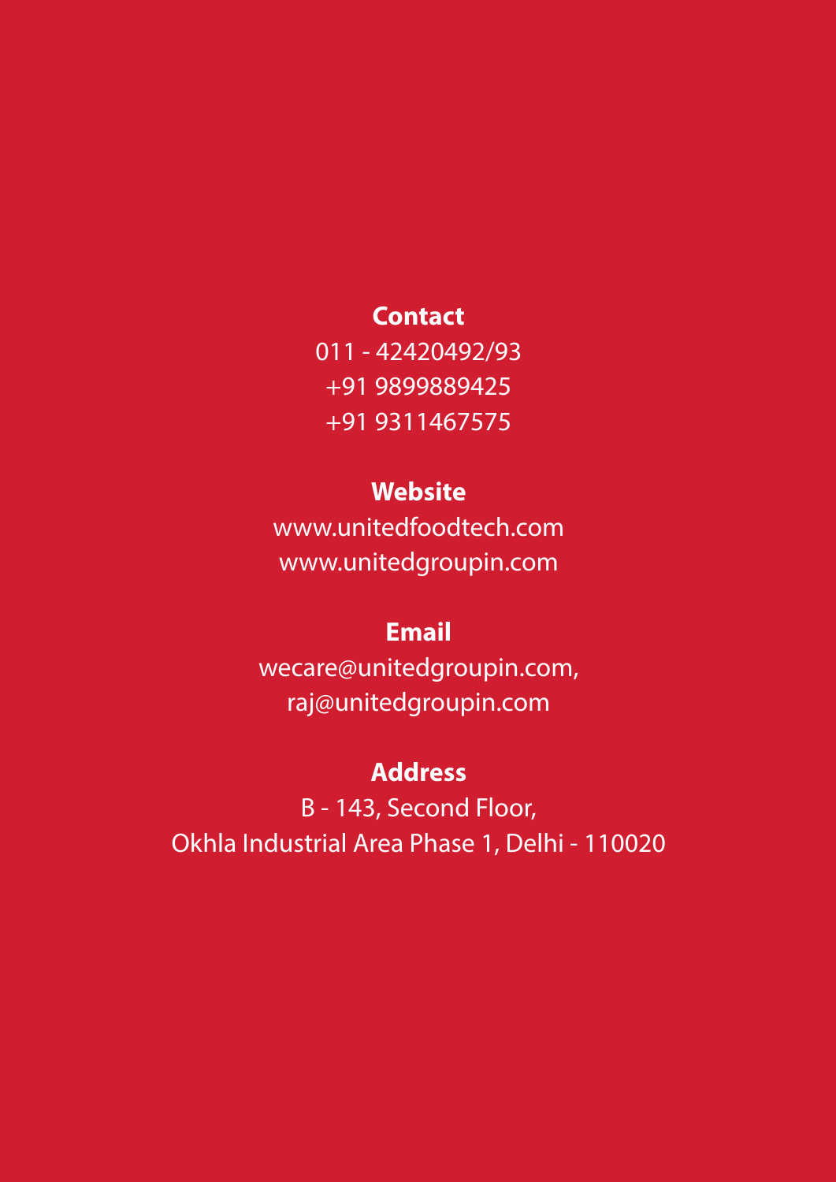**Contact**

011 - 42420492/93
+91 9899889425
+91 9311467575

**Website**

www.unitedfoodtech.com
www.unitedgroupin.com

**Email**

wecare@unitedgroupin.com,
raj@unitedgroupin.com

**Address**

B - 143, Second Floor,
Okhla Industrial Area Phase 1, Delhi - 110020